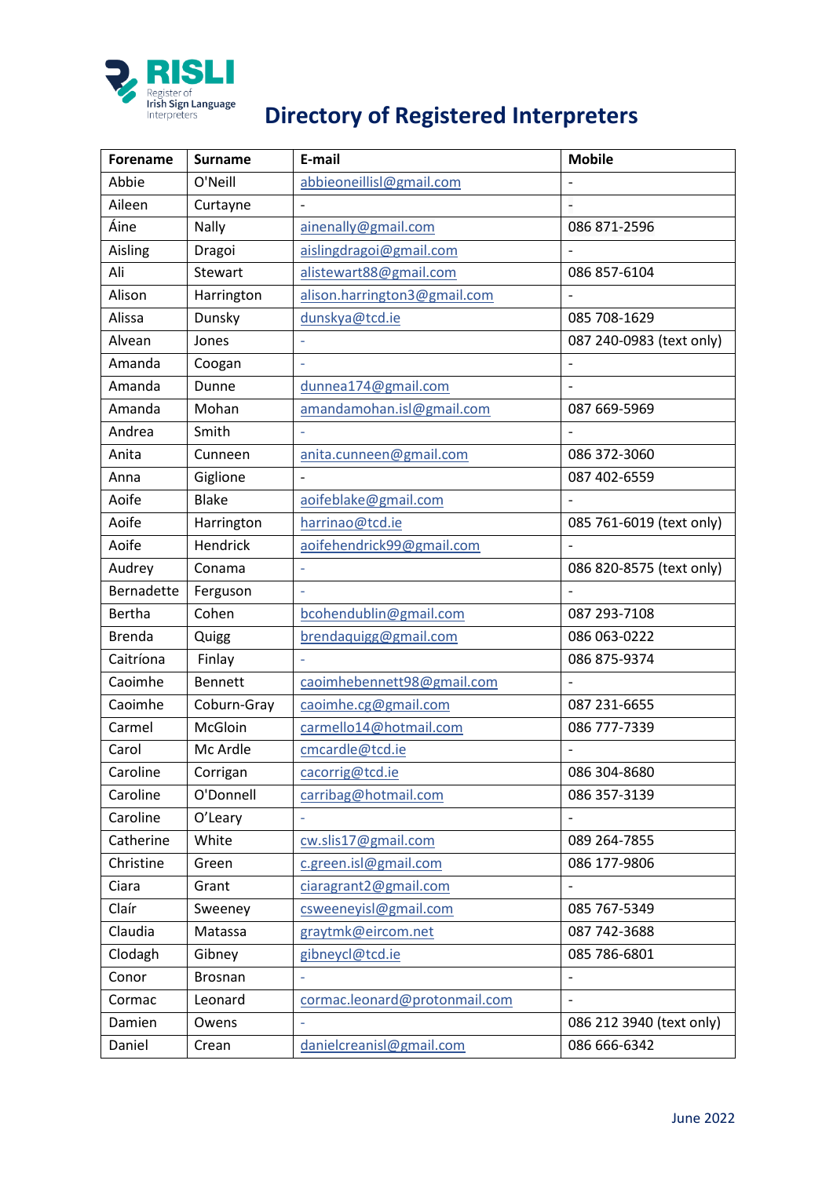RISLI
Register of Irish Sign Language Interpreters

# Directory of Registered Interpreters

| Forename | Surname | E-mail | Mobile |
|---|---|---|---|
| Abbie | O'Neill | abbieoneillisl@gmail.com | - |
| Aileen | Curtayne | - | - |
| Áine | Nally | ainenally@gmail.com | 086 871-2596 |
| Aisling | Dragoi | aislingdragoi@gmail.com | - |
| Ali | Stewart | alistewart88@gmail.com | 086 857-6104 |
| Alison | Harrington | alison.harrington3@gmail.com | - |
| Alissa | Dunsky | dunskya@tcd.ie | 085 708-1629 |
| Alvean | Jones | - | 087 240-0983 (text only) |
| Amanda | Coogan | - | - |
| Amanda | Dunne | dunnea174@gmail.com | - |
| Amanda | Mohan | amandamohan.isl@gmail.com | 087 669-5969 |
| Andrea | Smith | - | - |
| Anita | Cunneen | anita.cunneen@gmail.com | 086 372-3060 |
| Anna | Giglione | - | 087 402-6559 |
| Aoife | Blake | aoifeblake@gmail.com | - |
| Aoife | Harrington | harrinao@tcd.ie | 085 761-6019 (text only) |
| Aoife | Hendrick | aoifehendrick99@gmail.com | - |
| Audrey | Conama | - | 086 820-8575 (text only) |
| Bernadette | Ferguson | - | - |
| Bertha | Cohen | bcohendublin@gmail.com | 087 293-7108 |
| Brenda | Quigg | brendaquigg@gmail.com | 086 063-0222 |
| Caitríona | Finlay | - | 086 875-9374 |
| Caoimhe | Bennett | caoimhebennett98@gmail.com | - |
| Caoimhe | Coburn-Gray | caoimhe.cg@gmail.com | 087 231-6655 |
| Carmel | McGloin | carmello14@hotmail.com | 086 777-7339 |
| Carol | Mc Ardle | cmcardle@tcd.ie | - |
| Caroline | Corrigan | cacorrig@tcd.ie | 086 304-8680 |
| Caroline | O'Donnell | carribag@hotmail.com | 086 357-3139 |
| Caroline | O'Leary | - | - |
| Catherine | White | cw.slis17@gmail.com | 089 264-7855 |
| Christine | Green | c.green.isl@gmail.com | 086 177-9806 |
| Ciara | Grant | ciaragrant2@gmail.com | - |
| Cláir | Sweeney | csweeneyisl@gmail.com | 085 767-5349 |
| Claudia | Matassa | graytmk@eircom.net | 087 742-3688 |
| Clodagh | Gibney | gibneycl@tcd.ie | 085 786-6801 |
| Conor | Brosnan | - | - |
| Cormac | Leonard | cormac.leonard@protonmail.com | - |
| Damien | Owens | - | 086 212 3940 (text only) |
| Daniel | Crean | danielcreanisl@gmail.com | 086 666-6342 |

June 2022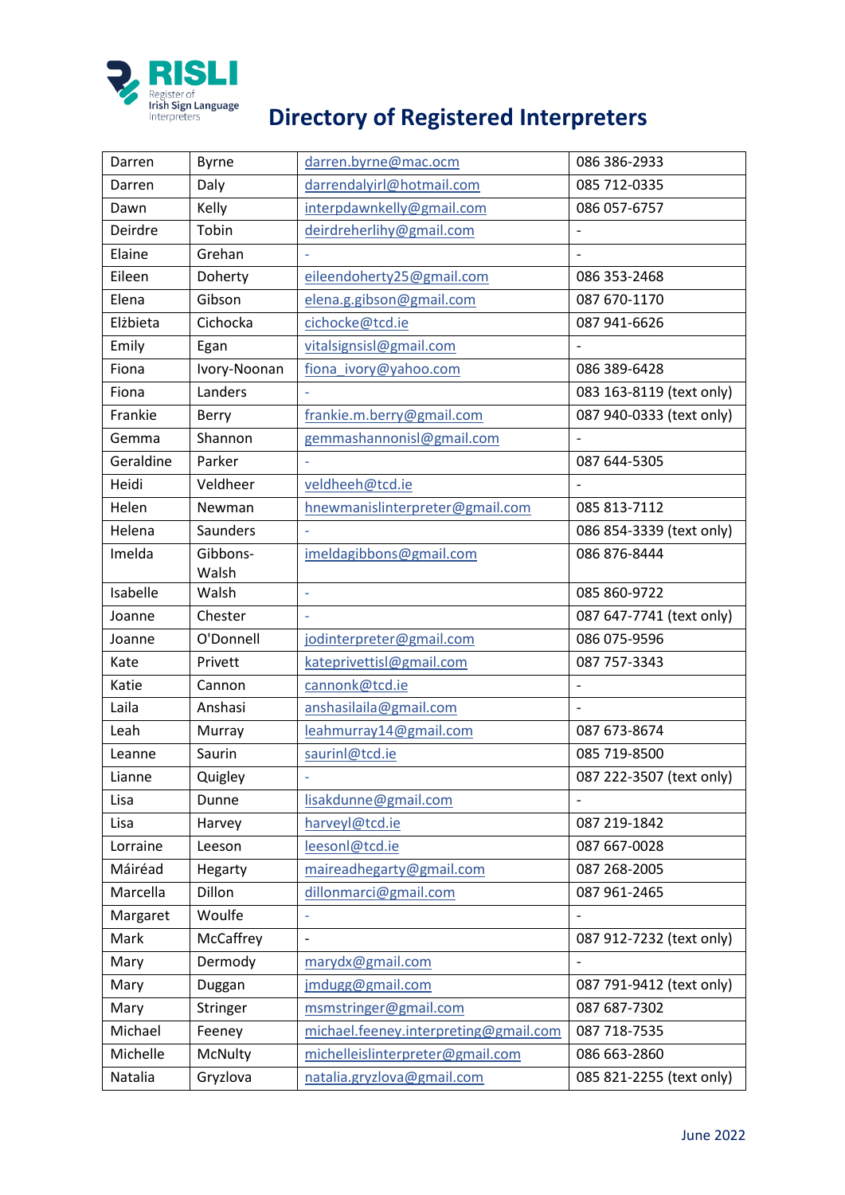# Directory of Registered Interpreters

| | | | |
|---|---|---|---|
| Darren | Byrne | darren.byrne@mac.ocm | 086 386-2933 |
| Darren | Daly | darrendalyirl@hotmail.com | 085 712-0335 |
| Dawn | Kelly | interpdawnkelly@gmail.com | 086 057-6757 |
| Deirdre | Tobin | deirdreherlihy@gmail.com | - |
| Elaine | Grehan | - | - |
| Eileen | Doherty | eileendoherty25@gmail.com | 086 353-2468 |
| Elena | Gibson | elena.g.gibson@gmail.com | 087 670-1170 |
| Elżbieta | Cichocka | cichocke@tcd.ie | 087 941-6626 |
| Emily | Egan | vitalsignsisl@gmail.com | - |
| Fiona | Ivory-Noonan | fiona_ivory@yahoo.com | 086 389-6428 |
| Fiona | Landers | - | 083 163-8119 (text only) |
| Frankie | Berry | frankie.m.berry@gmail.com | 087 940-0333 (text only) |
| Gemma | Shannon | gemmashannonisl@gmail.com | - |
| Geraldine | Parker | - | 087 644-5305 |
| Heidi | Veldheer | veldheeh@tcd.ie | - |
| Helen | Newman | hnewmanislinterpreter@gmail.com | 085 813-7112 |
| Helena | Saunders | - | 086 854-3339 (text only) |
| Imelda | Gibbons-Walsh | imeldagibbons@gmail.com | 086 876-8444 |
| Isabelle | Walsh | - | 085 860-9722 |
| Joanne | Chester | - | 087 647-7741 (text only) |
| Joanne | O'Donnell | jodinterpreter@gmail.com | 086 075-9596 |
| Kate | Privett | kateprivettisl@gmail.com | 087 757-3343 |
| Katie | Cannon | cannonk@tcd.ie | - |
| Laila | Anshasi | anshasilaila@gmail.com | - |
| Leah | Murray | leahmurray14@gmail.com | 087 673-8674 |
| Leanne | Saurin | saurinl@tcd.ie | 085 719-8500 |
| Lianne | Quigley | - | 087 222-3507 (text only) |
| Lisa | Dunne | lisakdunne@gmail.com | - |
| Lisa | Harvey | harveyl@tcd.ie | 087 219-1842 |
| Lorraine | Leeson | leesonl@tcd.ie | 087 667-0028 |
| Máiréad | Hegarty | maireadhegarty@gmail.com | 087 268-2005 |
| Marcella | Dillon | dillonmarci@gmail.com | 087 961-2465 |
| Margaret | Woulfe | - | - |
| Mark | McCaffrey | - | 087 912-7232 (text only) |
| Mary | Dermody | marydx@gmail.com | - |
| Mary | Duggan | jmdugg@gmail.com | 087 791-9412 (text only) |
| Mary | Stringer | msmstringer@gmail.com | 087 687-7302 |
| Michael | Feeney | michael.feeney.interpreting@gmail.com | 087 718-7535 |
| Michelle | McNulty | michelleislinterpreter@gmail.com | 086 663-2860 |
| Natalia | Gryzlova | natalia.gryzlova@gmail.com | 085 821-2255 (text only) |

June 2022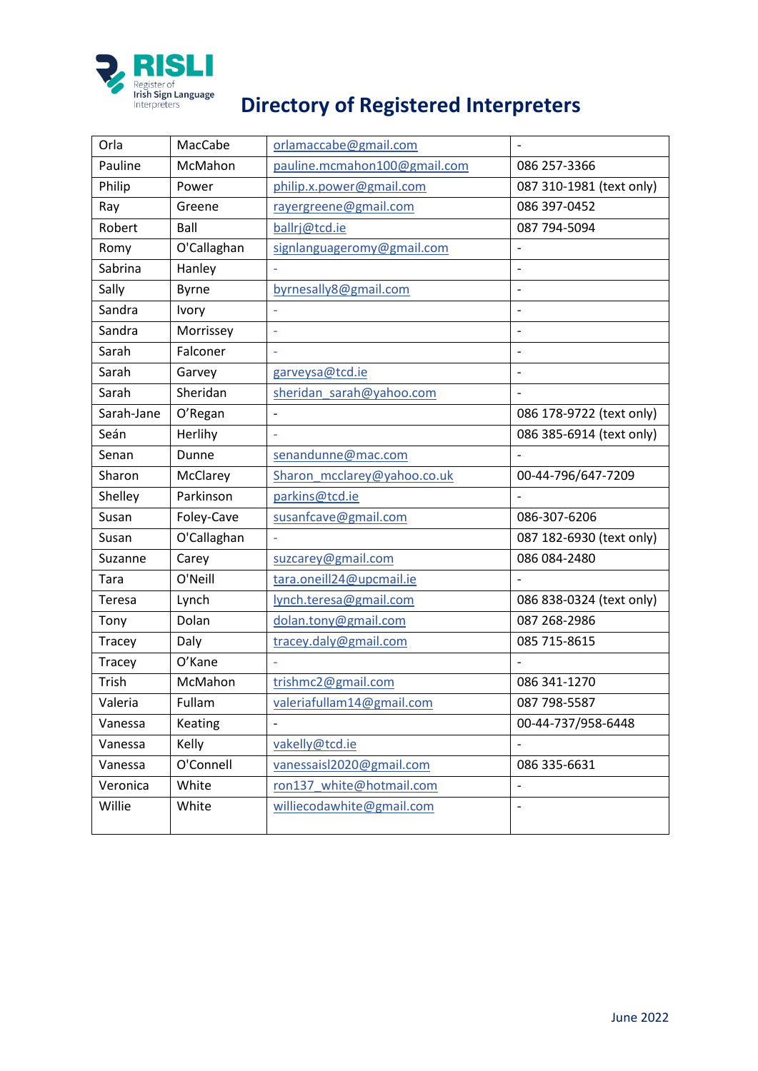# Directory of Registered Interpreters

| | | | |
|---|---|---|---|
| Orla | MacCabe | orlamaccabe@gmail.com | - |
| Pauline | McMahon | pauline.mcmahon100@gmail.com | 086 257-3366 |
| Philip | Power | philip.x.power@gmail.com | 087 310-1981 (text only) |
| Ray | Greene | rayergreene@gmail.com | 086 397-0452 |
| Robert | Ball | ballrj@tcd.ie | 087 794-5094 |
| Romy | O'Callaghan | signlanguageromy@gmail.com | - |
| Sabrina | Hanley | - | - |
| Sally | Byrne | byrnesally8@gmail.com | - |
| Sandra | Ivory | - | - |
| Sandra | Morrissey | - | - |
| Sarah | Falconer | - | - |
| Sarah | Garvey | garveysa@tcd.ie | - |
| Sarah | Sheridan | sheridan_sarah@yahoo.com | - |
| Sarah-Jane | O’Regan | - | 086 178-9722 (text only) |
| Seán | Herlihy | - | 086 385-6914 (text only) |
| Senan | Dunne | senandunne@mac.com | - |
| Sharon | McClarey | Sharon_mcclarey@yahoo.co.uk | 00-44-796/647-7209 |
| Shelley | Parkinson | parkins@tcd.ie | - |
| Susan | Foley-Cave | susanfcave@gmail.com | 086-307-6206 |
| Susan | O'Callaghan | - | 087 182-6930 (text only) |
| Suzanne | Carey | suzcarey@gmail.com | 086 084-2480 |
| Tara | O'Neill | tara.oneill24@upcmail.ie | - |
| Teresa | Lynch | lynch.teresa@gmail.com | 086 838-0324 (text only) |
| Tony | Dolan | dolan.tony@gmail.com | 087 268-2986 |
| Tracey | Daly | tracey.daly@gmail.com | 085 715-8615 |
| Tracey | O’Kane | - | - |
| Trish | McMahon | trishmc2@gmail.com | 086 341-1270 |
| Valeria | Fullam | valeriafullam14@gmail.com | 087 798-5587 |
| Vanessa | Keating | - | 00-44-737/958-6448 |
| Vanessa | Kelly | vakelly@tcd.ie | - |
| Vanessa | O'Connell | vanessaisl2020@gmail.com | 086 335-6631 |
| Veronica | White | ron137_white@hotmail.com | - |
| Willie | White | williecodawhite@gmail.com | - |

June 2022